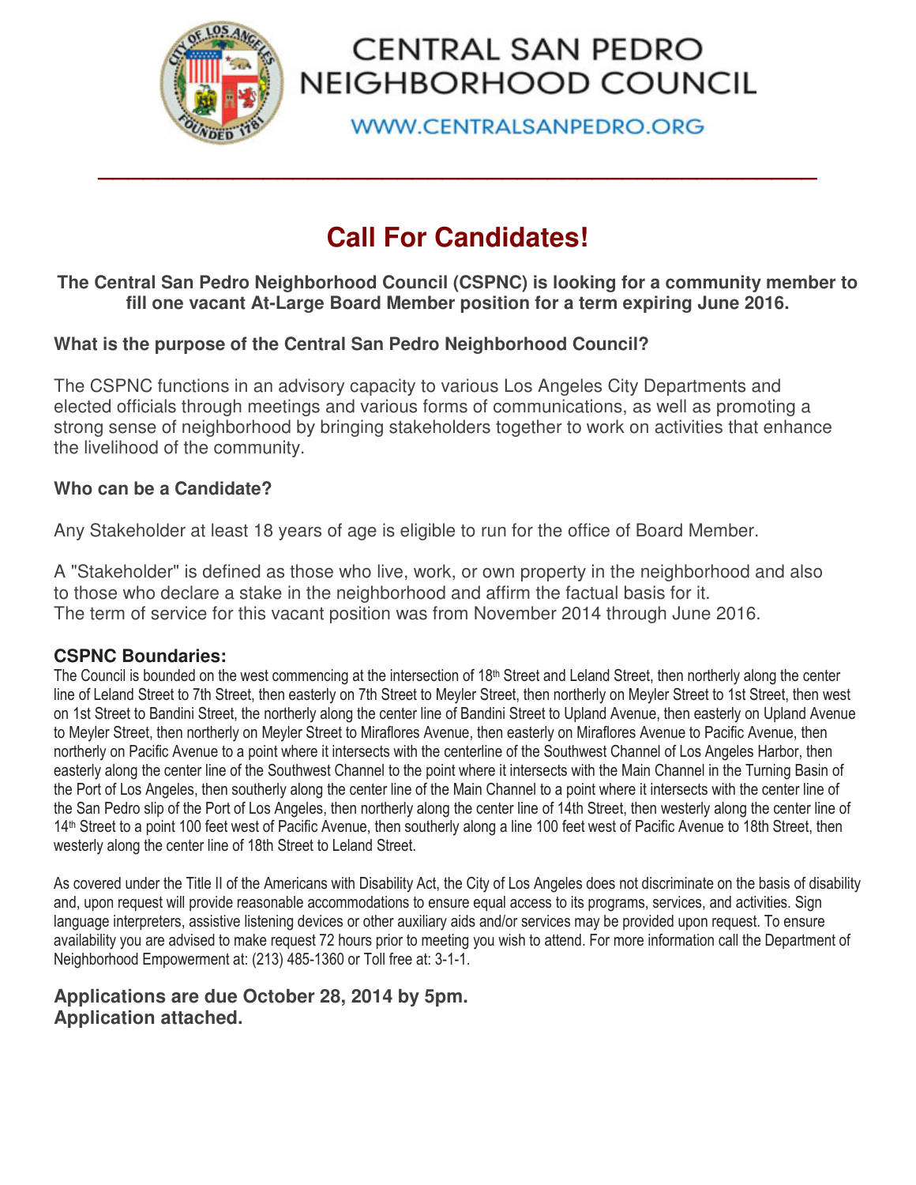# CENTRAL SAN PEDRO NEIGHBORHOOD COUNCIL

WWW.CENTRALSANPEDRO.ORG

## Call For Candidates!

**The Central San Pedro Neighborhood Council (CSPNC) is looking for a community member to fill one vacant At-Large Board Member position for a term expiring June 2016.**

### What is the purpose of the Central San Pedro Neighborhood Council?

The CSPNC functions in an advisory capacity to various Los Angeles City Departments and elected officials through meetings and various forms of communications, as well as promoting a strong sense of neighborhood by bringing stakeholders together to work on activities that enhance the livelihood of the community.

### Who can be a Candidate?

Any Stakeholder at least 18 years of age is eligible to run for the office of Board Member.

A "Stakeholder" is defined as those who live, work, or own property in the neighborhood and also to those who declare a stake in the neighborhood and affirm the factual basis for it.
The term of service for this vacant position was from November 2014 through June 2016.

### CSPNC Boundaries:

The Council is bounded on the west commencing at the intersection of 18th Street and Leland Street, then northerly along the center line of Leland Street to 7th Street, then easterly on 7th Street to Meyler Street, then northerly on Meyler Street to 1st Street, then west on 1st Street to Bandini Street, the northerly along the center line of Bandini Street to Upland Avenue, then easterly on Upland Avenue to Meyler Street, then northerly on Meyler Street to Miraflores Avenue, then easterly on Miraflores Avenue to Pacific Avenue, then northerly on Pacific Avenue to a point where it intersects with the centerline of the Southwest Channel of Los Angeles Harbor, then easterly along the center line of the Southwest Channel to the point where it intersects with the Main Channel in the Turning Basin of the Port of Los Angeles, then southerly along the center line of the Main Channel to a point where it intersects with the center line of the San Pedro slip of the Port of Los Angeles, then northerly along the center line of 14th Street, then westerly along the center line of 14th Street to a point 100 feet west of Pacific Avenue, then southerly along a line 100 feet west of Pacific Avenue to 18th Street, then westerly along the center line of 18th Street to Leland Street.

As covered under the Title II of the Americans with Disability Act, the City of Los Angeles does not discriminate on the basis of disability and, upon request will provide reasonable accommodations to ensure equal access to its programs, services, and activities. Sign language interpreters, assistive listening devices or other auxiliary aids and/or services may be provided upon request. To ensure availability you are advised to make request 72 hours prior to meeting you wish to attend. For more information call the Department of Neighborhood Empowerment at: (213) 485-1360 or Toll free at: 3-1-1.

**Applications are due October 28, 2014 by 5pm.**
**Application attached.**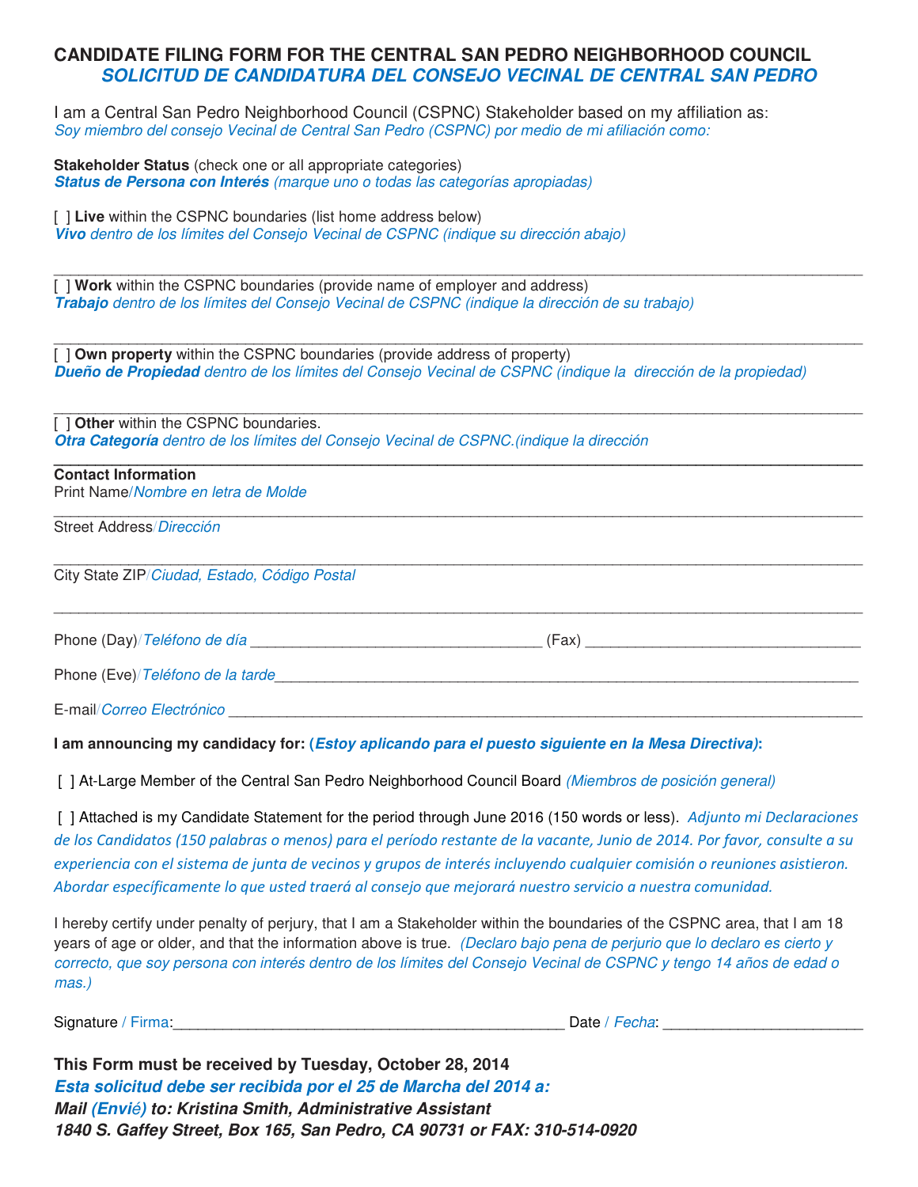# CANDIDATE FILING FORM FOR THE CENTRAL SAN PEDRO NEIGHBORHOOD COUNCIL

## *SOLICITUD DE CANDIDATURA DEL CONSEJO VECINAL DE CENTRAL SAN PEDRO*

I am a Central San Pedro Neighborhood Council (CSPNC) Stakeholder based on my affiliation as:
*Soy miembro del consejo Vecinal de Central San Pedro (CSPNC) por medio de mi afiliación como:*

**Stakeholder Status** (check one or all appropriate categories)
***Status de Persona con Interés*** *(marque uno o todas las categorías apropiadas)*

[ ] **Live** within the CSPNC boundaries (list home address below)
***Vivo*** *dentro de los límites del Consejo Vecinal de CSPNC (indique su dirección abajo)*

\_\_\_\_\_\_\_\_\_\_\_\_\_\_\_\_\_\_\_\_\_\_\_\_\_\_\_\_\_\_\_\_\_\_\_\_\_\_\_\_\_\_\_\_\_\_\_\_\_\_\_\_\_\_\_\_\_\_\_\_\_\_\_\_

[ ] **Work** within the CSPNC boundaries (provide name of employer and address)
***Trabajo*** *dentro de los límites del Consejo Vecinal de CSPNC (indique la dirección de su trabajo)*

\_\_\_\_\_\_\_\_\_\_\_\_\_\_\_\_\_\_\_\_\_\_\_\_\_\_\_\_\_\_\_\_\_\_\_\_\_\_\_\_\_\_\_\_\_\_\_\_\_\_\_\_\_\_\_\_\_\_\_\_\_\_\_\_

[ ] **Own property** within the CSPNC boundaries (provide address of property)
***Dueño de Propiedad*** *dentro de los límites del Consejo Vecinal de CSPNC (indique la dirección de la propiedad)*

\_\_\_\_\_\_\_\_\_\_\_\_\_\_\_\_\_\_\_\_\_\_\_\_\_\_\_\_\_\_\_\_\_\_\_\_\_\_\_\_\_\_\_\_\_\_\_\_\_\_\_\_\_\_\_\_\_\_\_\_\_\_\_\_

[ ] **Other** within the CSPNC boundaries.
***Otra Categoría*** *dentro de los límites del Consejo Vecinal de CSPNC.(indique la dirección*

\_\_\_\_\_\_\_\_\_\_\_\_\_\_\_\_\_\_\_\_\_\_\_\_\_\_\_\_\_\_\_\_\_\_\_\_\_\_\_\_\_\_\_\_\_\_\_\_\_\_\_\_\_\_\_\_\_\_\_\_\_\_\_\_

**Contact Information**

Print Name/*Nombre en letra de Molde*

\_\_\_\_\_\_\_\_\_\_\_\_\_\_\_\_\_\_\_\_\_\_\_\_\_\_\_\_\_\_\_\_\_\_\_\_\_\_\_\_\_\_\_\_\_\_\_\_\_\_\_\_\_\_\_\_\_\_\_\_\_\_\_\_

Street Address/*Dirección*

\_\_\_\_\_\_\_\_\_\_\_\_\_\_\_\_\_\_\_\_\_\_\_\_\_\_\_\_\_\_\_\_\_\_\_\_\_\_\_\_\_\_\_\_\_\_\_\_\_\_\_\_\_\_\_\_\_\_\_\_\_\_\_\_

City State ZIP/*Ciudad, Estado, Código Postal*

\_\_\_\_\_\_\_\_\_\_\_\_\_\_\_\_\_\_\_\_\_\_\_\_\_\_\_\_\_\_\_\_\_\_\_\_\_\_\_\_\_\_\_\_\_\_\_\_\_\_\_\_\_\_\_\_\_\_\_\_\_\_\_\_

Phone (Day)/*Teléfono de día* \_\_\_\_\_\_\_\_\_\_\_\_\_\_\_\_\_\_\_\_\_\_\_\_\_\_ (Fax) \_\_\_\_\_\_\_\_\_\_\_\_\_\_\_\_\_\_\_\_\_\_\_\_\_\_

Phone (Eve)/*Teléfono de la tarde*\_\_\_\_\_\_\_\_\_\_\_\_\_\_\_\_\_\_\_\_\_\_\_\_\_\_\_\_\_\_\_\_\_\_\_\_\_\_\_\_\_\_\_\_\_\_\_\_

E-mail/*Correo Electrónico* \_\_\_\_\_\_\_\_\_\_\_\_\_\_\_\_\_\_\_\_\_\_\_\_\_\_\_\_\_\_\_\_\_\_\_\_\_\_\_\_\_\_\_\_\_\_\_\_

**I am announcing my candidacy for: (*Estoy aplicando para el puesto siguiente en la Mesa Directiva*):**

[ ] At-Large Member of the Central San Pedro Neighborhood Council Board *(Miembros de posición general)*

[ ] Attached is my Candidate Statement for the period through June 2016 (150 words or less). *Adjunto mi Declaraciones de los Candidatos (150 palabras o menos) para el período restante de la vacante, Junio de 2014. Por favor, consulte a su experiencia con el sistema de junta de vecinos y grupos de interés incluyendo cualquier comisión o reuniones asistieron. Abordar específicamente lo que usted traerá al consejo que mejorará nuestro servicio a nuestra comunidad.*

I hereby certify under penalty of perjury, that I am a Stakeholder within the boundaries of the CSPNC area, that I am 18 years of age or older, and that the information above is true. *(Declaro bajo pena de perjurio que lo declaro es cierto y correcto, que soy persona con interés dentro de los límites del Consejo Vecinal de CSPNC y tengo 14 años de edad o mas.)*

Signature / Firma:\_\_\_\_\_\_\_\_\_\_\_\_\_\_\_\_\_\_\_\_\_\_\_\_\_\_\_\_\_\_\_\_\_\_\_\_\_\_ Date / *Fecha*: \_\_\_\_\_\_\_\_\_\_\_\_\_\_\_\_\_\_\_\_

**This Form must be received by Tuesday, October 28, 2014**

***Esta solicitud debe ser recibida por el 25 de Marcha del 2014 a:***

***Mail (Envié) to: Kristina Smith, Administrative Assistant***

***1840 S. Gaffey Street, Box 165, San Pedro, CA 90731 or FAX: 310-514-0920***